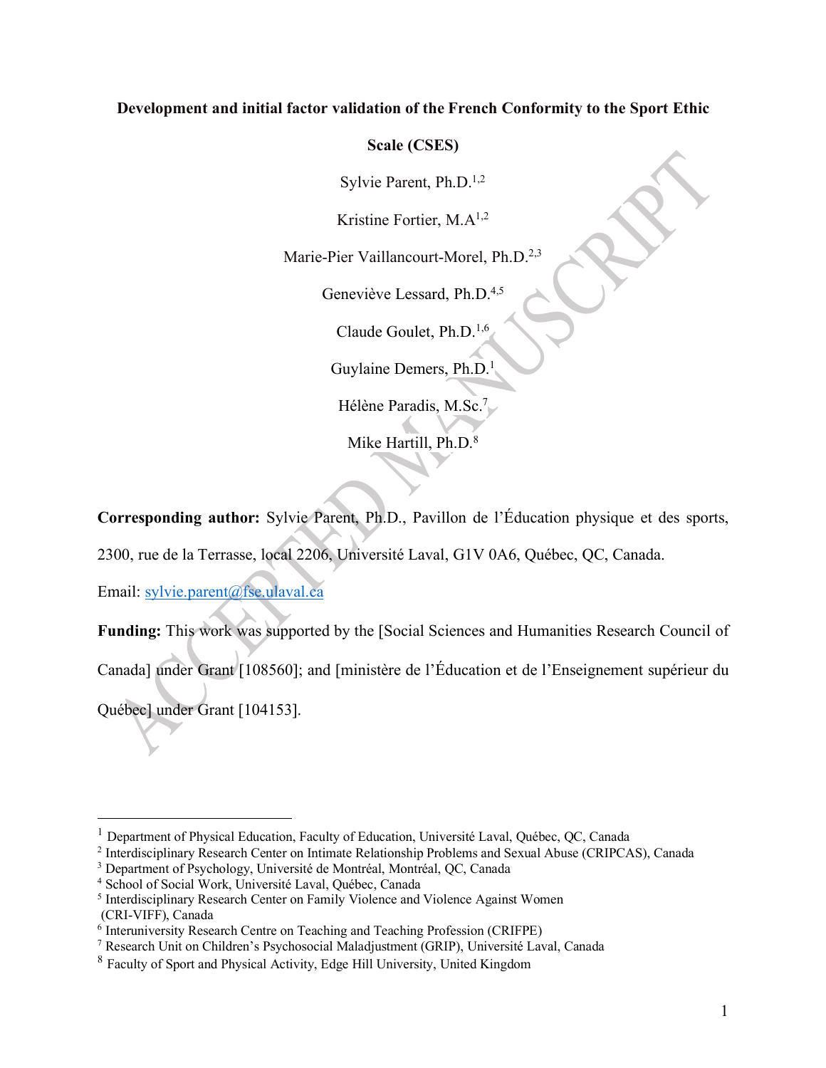# Development and initial factor validation of the French Conformity to the Sport Ethic Scale (CSES)

Sylvie Parent, Ph.D.[1,2]

Kristine Fortier, M.A[1,2]

Marie-Pier Vaillancourt-Morel, Ph.D.[2,3]

Geneviève Lessard, Ph.D.[4,5]

Claude Goulet, Ph.D.[1,6]

Guylaine Demers, Ph.D.[1]

Hélène Paradis, M.Sc.[7]

Mike Hartill, Ph.D.[8]

**Corresponding author:** Sylvie Parent, Ph.D., Pavillon de l'Éducation physique et des sports, 2300, rue de la Terrasse, local 2206, Université Laval, G1V 0A6, Québec, QC, Canada.

Email: sylvie.parent@fse.ulaval.ca

**Funding:** This work was supported by the [Social Sciences and Humanities Research Council of Canada] under Grant [108560]; and [ministère de l'Éducation et de l'Enseignement supérieur du Québec] under Grant [104153].

---

[1] Department of Physical Education, Faculty of Education, Université Laval, Québec, QC, Canada

[2] Interdisciplinary Research Center on Intimate Relationship Problems and Sexual Abuse (CRIPCAS), Canada

[3] Department of Psychology, Université de Montréal, Montréal, QC, Canada

[4] School of Social Work, Université Laval, Québec, Canada

[5] Interdisciplinary Research Center on Family Violence and Violence Against Women (CRI-VIFF), Canada

[6] Interuniversity Research Centre on Teaching and Teaching Profession (CRIFPE)

[7] Research Unit on Children's Psychosocial Maladjustment (GRIP), Université Laval, Canada

[8] Faculty of Sport and Physical Activity, Edge Hill University, United Kingdom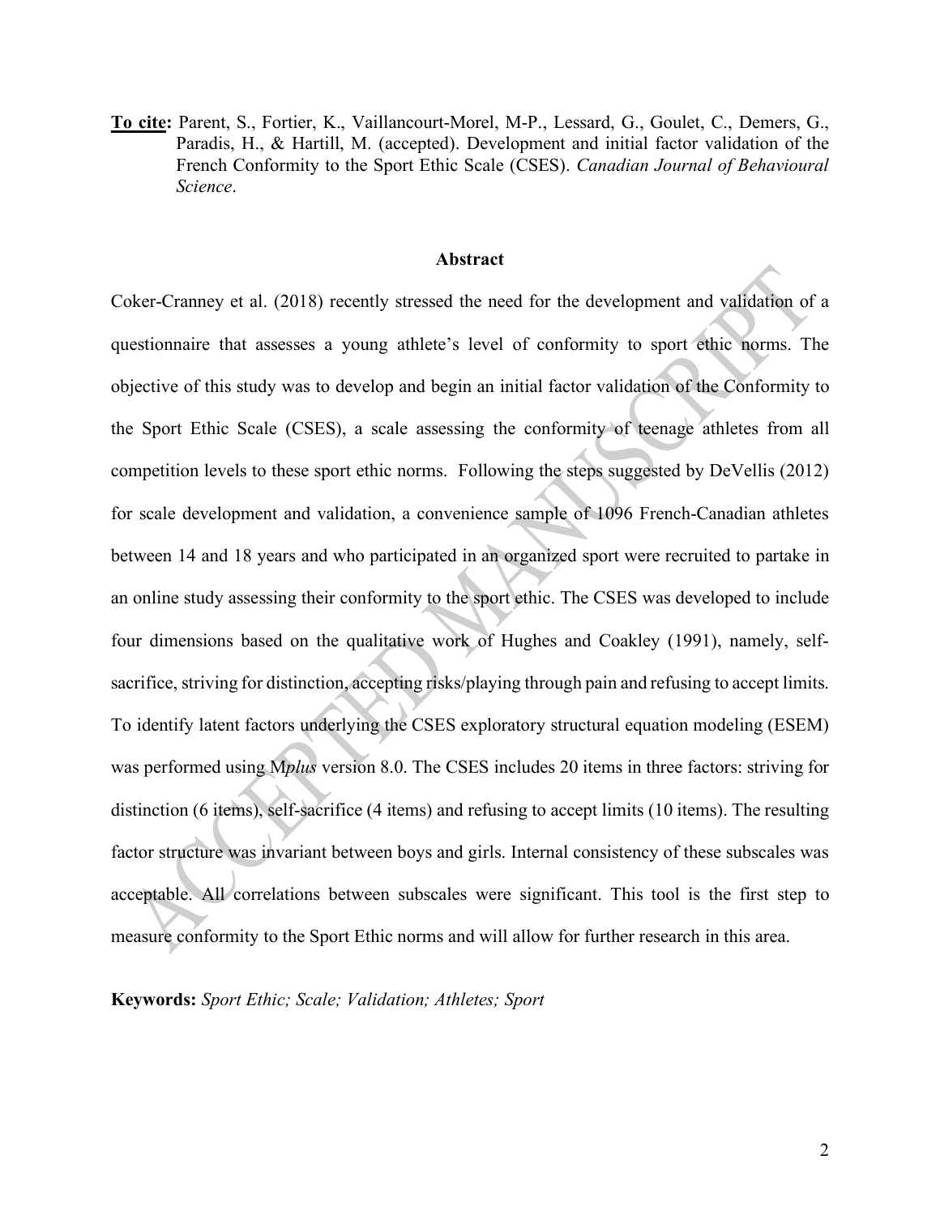**To cite:** Parent, S., Fortier, K., Vaillancourt-Morel, M-P., Lessard, G., Goulet, C., Demers, G., Paradis, H., & Hartill, M. (accepted). Development and initial factor validation of the French Conformity to the Sport Ethic Scale (CSES). *Canadian Journal of Behavioural Science*.

## Abstract

Coker-Cranney et al. (2018) recently stressed the need for the development and validation of a questionnaire that assesses a young athlete's level of conformity to sport ethic norms. The objective of this study was to develop and begin an initial factor validation of the Conformity to the Sport Ethic Scale (CSES), a scale assessing the conformity of teenage athletes from all competition levels to these sport ethic norms. Following the steps suggested by DeVellis (2012) for scale development and validation, a convenience sample of 1096 French-Canadian athletes between 14 and 18 years and who participated in an organized sport were recruited to partake in an online study assessing their conformity to the sport ethic. The CSES was developed to include four dimensions based on the qualitative work of Hughes and Coakley (1991), namely, self-sacrifice, striving for distinction, accepting risks/playing through pain and refusing to accept limits. To identify latent factors underlying the CSES exploratory structural equation modeling (ESEM) was performed using M*plus* version 8.0. The CSES includes 20 items in three factors: striving for distinction (6 items), self-sacrifice (4 items) and refusing to accept limits (10 items). The resulting factor structure was invariant between boys and girls. Internal consistency of these subscales was acceptable. All correlations between subscales were significant. This tool is the first step to measure conformity to the Sport Ethic norms and will allow for further research in this area.

**Keywords:** *Sport Ethic; Scale; Validation; Athletes; Sport*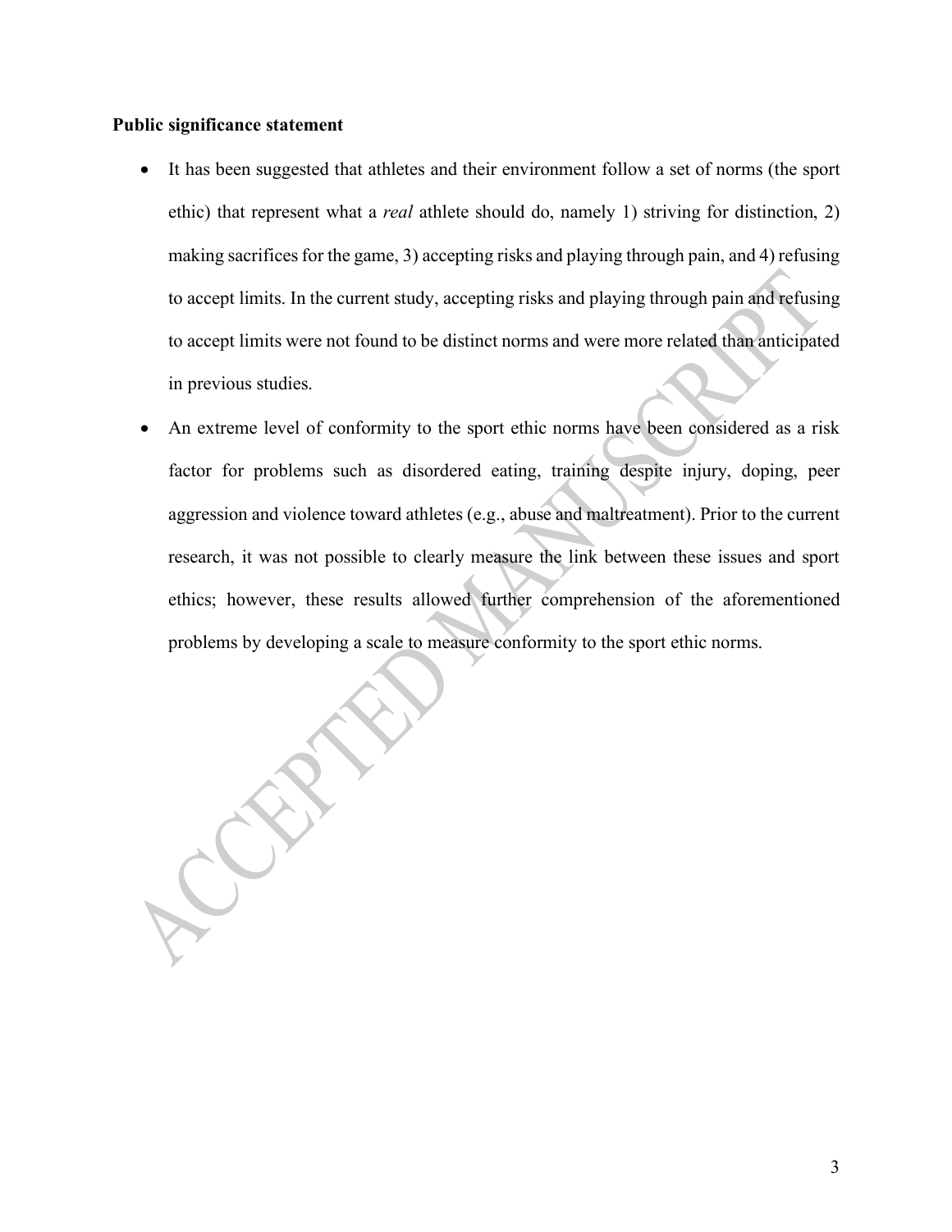**Public significance statement**

- It has been suggested that athletes and their environment follow a set of norms (the sport ethic) that represent what a *real* athlete should do, namely 1) striving for distinction, 2) making sacrifices for the game, 3) accepting risks and playing through pain, and 4) refusing to accept limits. In the current study, accepting risks and playing through pain and refusing to accept limits were not found to be distinct norms and were more related than anticipated in previous studies.
- An extreme level of conformity to the sport ethic norms have been considered as a risk factor for problems such as disordered eating, training despite injury, doping, peer aggression and violence toward athletes (e.g., abuse and maltreatment). Prior to the current research, it was not possible to clearly measure the link between these issues and sport ethics; however, these results allowed further comprehension of the aforementioned problems by developing a scale to measure conformity to the sport ethic norms.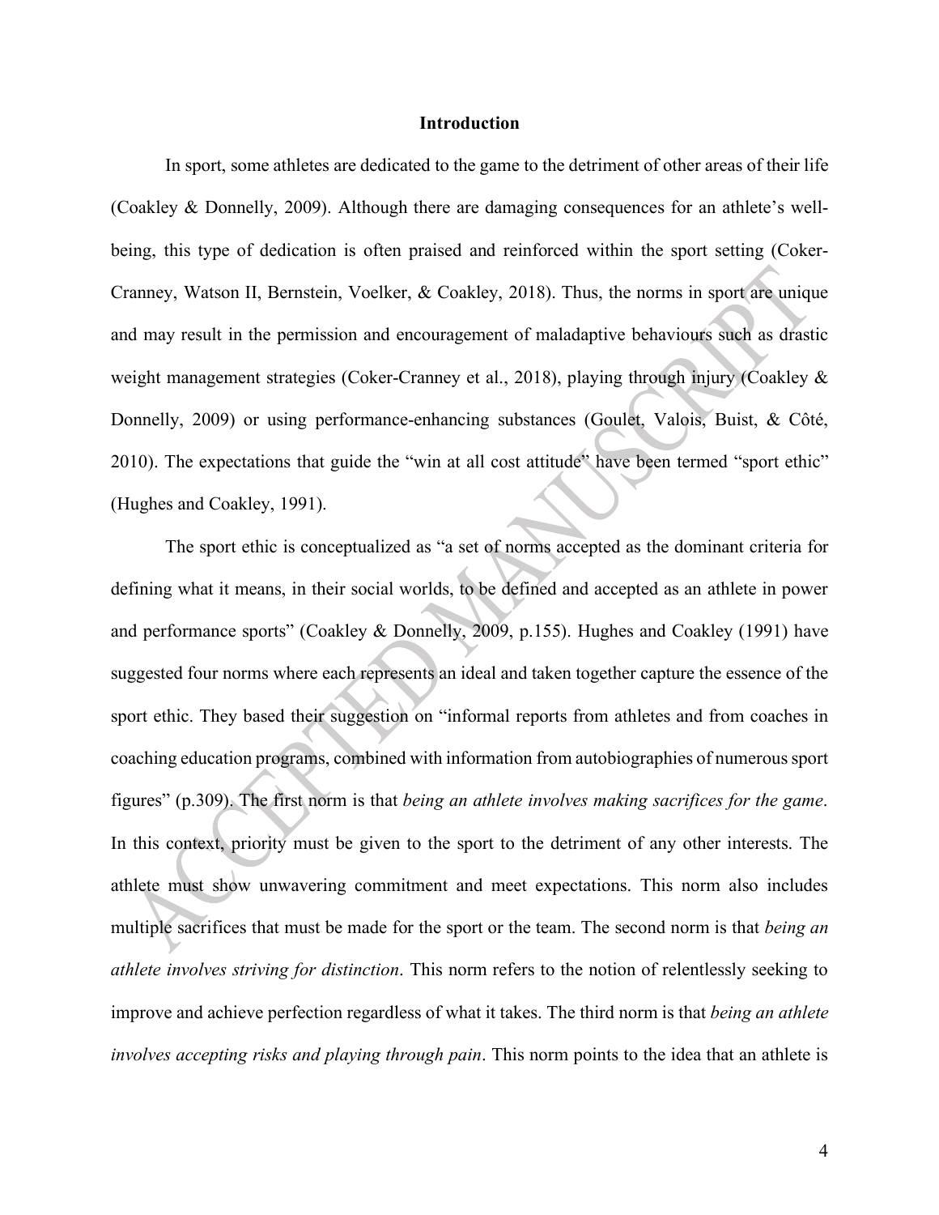# Introduction

In sport, some athletes are dedicated to the game to the detriment of other areas of their life (Coakley & Donnelly, 2009). Although there are damaging consequences for an athlete's well-being, this type of dedication is often praised and reinforced within the sport setting (Coker-Cranney, Watson II, Bernstein, Voelker, & Coakley, 2018). Thus, the norms in sport are unique and may result in the permission and encouragement of maladaptive behaviours such as drastic weight management strategies (Coker-Cranney et al., 2018), playing through injury (Coakley & Donnelly, 2009) or using performance-enhancing substances (Goulet, Valois, Buist, & Côté, 2010). The expectations that guide the "win at all cost attitude" have been termed "sport ethic" (Hughes and Coakley, 1991).

The sport ethic is conceptualized as "a set of norms accepted as the dominant criteria for defining what it means, in their social worlds, to be defined and accepted as an athlete in power and performance sports" (Coakley & Donnelly, 2009, p.155). Hughes and Coakley (1991) have suggested four norms where each represents an ideal and taken together capture the essence of the sport ethic. They based their suggestion on "informal reports from athletes and from coaches in coaching education programs, combined with information from autobiographies of numerous sport figures" (p.309). The first norm is that *being an athlete involves making sacrifices for the game*. In this context, priority must be given to the sport to the detriment of any other interests. The athlete must show unwavering commitment and meet expectations. This norm also includes multiple sacrifices that must be made for the sport or the team. The second norm is that *being an athlete involves striving for distinction*. This norm refers to the notion of relentlessly seeking to improve and achieve perfection regardless of what it takes. The third norm is that *being an athlete involves accepting risks and playing through pain*. This norm points to the idea that an athlete is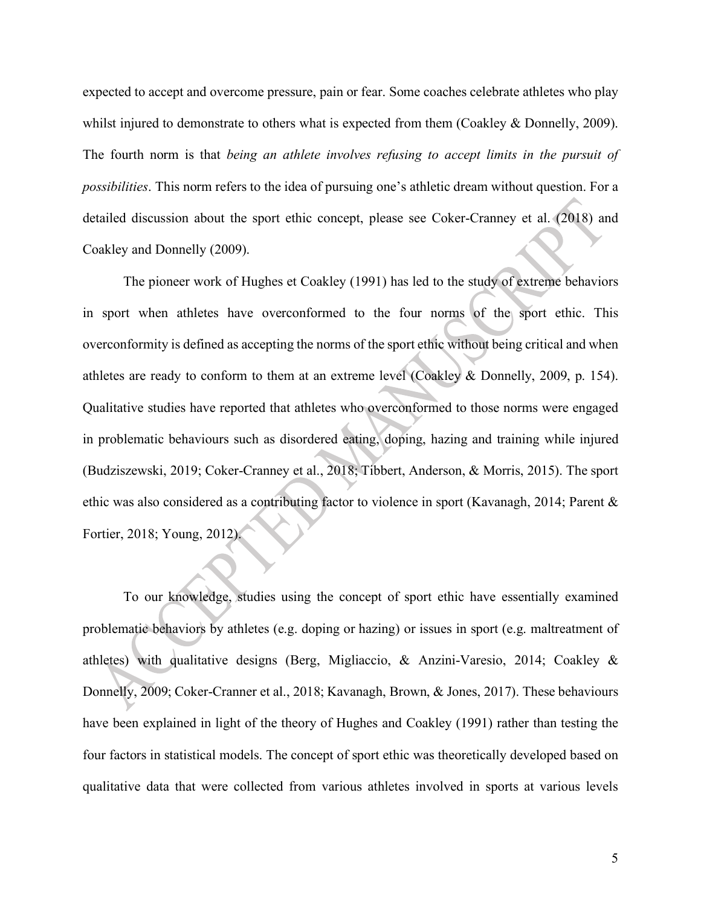expected to accept and overcome pressure, pain or fear. Some coaches celebrate athletes who play whilst injured to demonstrate to others what is expected from them (Coakley & Donnelly, 2009). The fourth norm is that *being an athlete involves refusing to accept limits in the pursuit of possibilities*. This norm refers to the idea of pursuing one's athletic dream without question. For a detailed discussion about the sport ethic concept, please see Coker-Cranney et al. (2018) and Coakley and Donnelly (2009).

The pioneer work of Hughes et Coakley (1991) has led to the study of extreme behaviors in sport when athletes have overconformed to the four norms of the sport ethic. This overconformity is defined as accepting the norms of the sport ethic without being critical and when athletes are ready to conform to them at an extreme level (Coakley & Donnelly, 2009, p. 154). Qualitative studies have reported that athletes who overconformed to those norms were engaged in problematic behaviours such as disordered eating, doping, hazing and training while injured (Budziszewski, 2019; Coker-Cranney et al., 2018; Tibbert, Anderson, & Morris, 2015). The sport ethic was also considered as a contributing factor to violence in sport (Kavanagh, 2014; Parent & Fortier, 2018; Young, 2012).

To our knowledge, studies using the concept of sport ethic have essentially examined problematic behaviors by athletes (e.g. doping or hazing) or issues in sport (e.g. maltreatment of athletes) with qualitative designs (Berg, Migliaccio, & Anzini-Varesio, 2014; Coakley & Donnelly, 2009; Coker-Cranner et al., 2018; Kavanagh, Brown, & Jones, 2017). These behaviours have been explained in light of the theory of Hughes and Coakley (1991) rather than testing the four factors in statistical models. The concept of sport ethic was theoretically developed based on qualitative data that were collected from various athletes involved in sports at various levels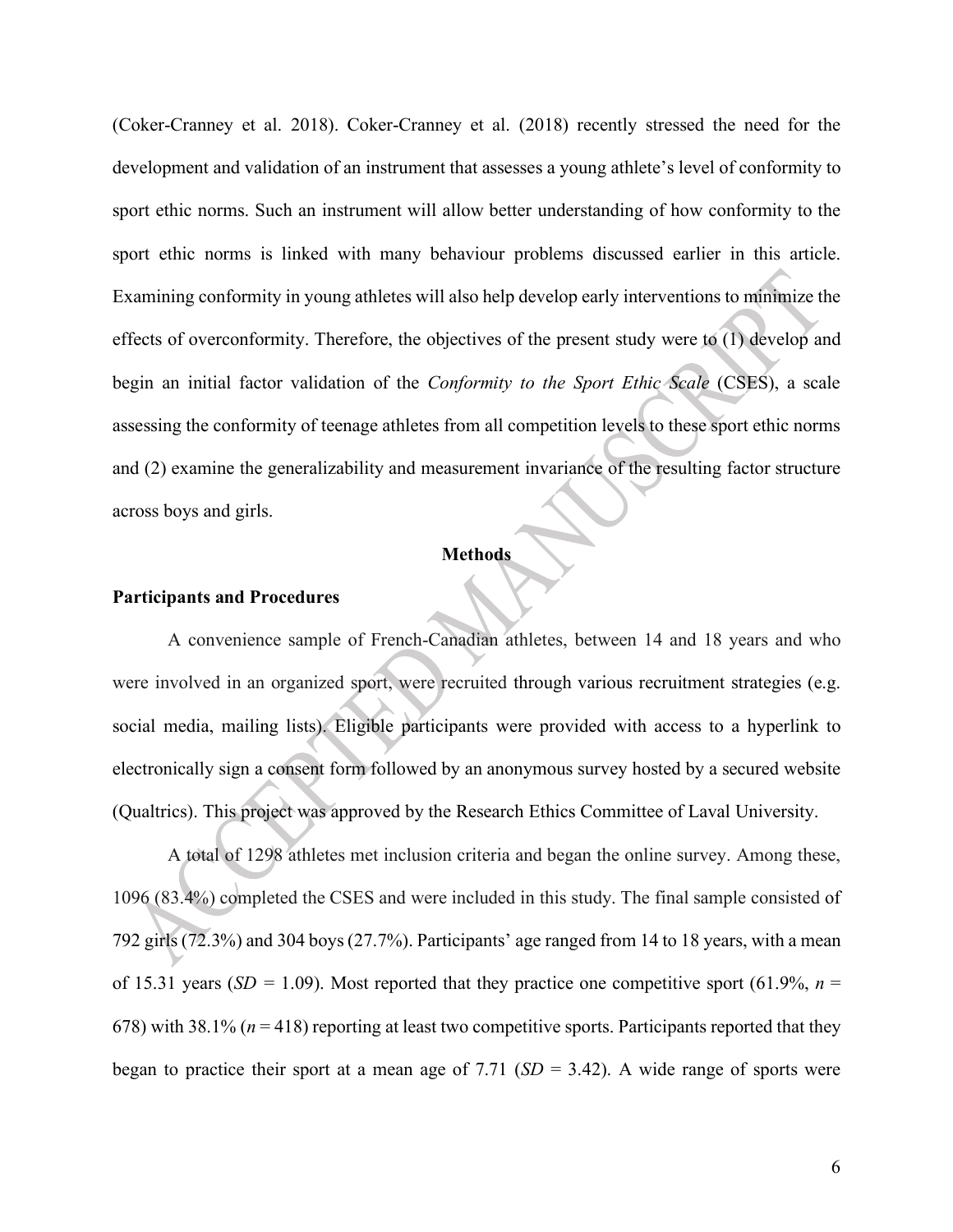(Coker-Cranney et al. 2018). Coker-Cranney et al. (2018) recently stressed the need for the development and validation of an instrument that assesses a young athlete's level of conformity to sport ethic norms. Such an instrument will allow better understanding of how conformity to the sport ethic norms is linked with many behaviour problems discussed earlier in this article. Examining conformity in young athletes will also help develop early interventions to minimize the effects of overconformity. Therefore, the objectives of the present study were to (1) develop and begin an initial factor validation of the *Conformity to the Sport Ethic Scale* (CSES), a scale assessing the conformity of teenage athletes from all competition levels to these sport ethic norms and (2) examine the generalizability and measurement invariance of the resulting factor structure across boys and girls.

## Methods

### Participants and Procedures

A convenience sample of French-Canadian athletes, between 14 and 18 years and who were involved in an organized sport, were recruited through various recruitment strategies (e.g. social media, mailing lists). Eligible participants were provided with access to a hyperlink to electronically sign a consent form followed by an anonymous survey hosted by a secured website (Qualtrics). This project was approved by the Research Ethics Committee of Laval University.

A total of 1298 athletes met inclusion criteria and began the online survey. Among these, 1096 (83.4%) completed the CSES and were included in this study. The final sample consisted of 792 girls (72.3%) and 304 boys (27.7%). Participants' age ranged from 14 to 18 years, with a mean of 15.31 years ($SD$ = 1.09). Most reported that they practice one competitive sport (61.9%, $n$ = 678) with 38.1% ($n$ = 418) reporting at least two competitive sports. Participants reported that they began to practice their sport at a mean age of 7.71 ($SD$ = 3.42). A wide range of sports were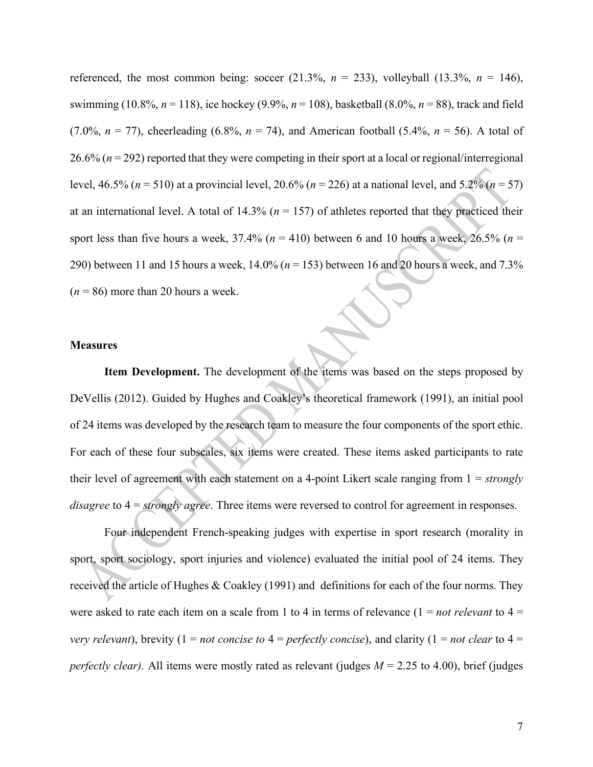referenced, the most common being: soccer (21.3%, $n$ = 233), volleyball (13.3%, $n$ = 146), swimming (10.8%, $n$ = 118), ice hockey (9.9%, $n$ = 108), basketball (8.0%, $n$ = 88), track and field (7.0%, $n$ = 77), cheerleading (6.8%, $n$ = 74), and American football (5.4%, $n$ = 56). A total of 26.6% ($n$ = 292) reported that they were competing in their sport at a local or regional/interregional level, 46.5% ($n$ = 510) at a provincial level, 20.6% ($n$ = 226) at a national level, and 5.2% ($n$ = 57) at an international level. A total of 14.3% ($n$ = 157) of athletes reported that they practiced their sport less than five hours a week, 37.4% ($n$ = 410) between 6 and 10 hours a week, 26.5% ($n$ = 290) between 11 and 15 hours a week, 14.0% ($n$ = 153) between 16 and 20 hours a week, and 7.3% ($n$ = 86) more than 20 hours a week.

### Measures

**Item Development.** The development of the items was based on the steps proposed by DeVellis (2012). Guided by Hughes and Coakley's theoretical framework (1991), an initial pool of 24 items was developed by the research team to measure the four components of the sport ethic. For each of these four subscales, six items were created. These items asked participants to rate their level of agreement with each statement on a 4-point Likert scale ranging from 1 = *strongly disagree* to 4 = *strongly agree*. Three items were reversed to control for agreement in responses.

Four independent French-speaking judges with expertise in sport research (morality in sport, sport sociology, sport injuries and violence) evaluated the initial pool of 24 items. They received the article of Hughes & Coakley (1991) and definitions for each of the four norms. They were asked to rate each item on a scale from 1 to 4 in terms of relevance (1 = *not relevant* to 4 = *very relevant*), brevity (1 = *not concise to* 4 = *perfectly concise*), and clarity (1 = *not clear* to 4 = *perfectly clear).* All items were mostly rated as relevant (judges $M$ = 2.25 to 4.00), brief (judges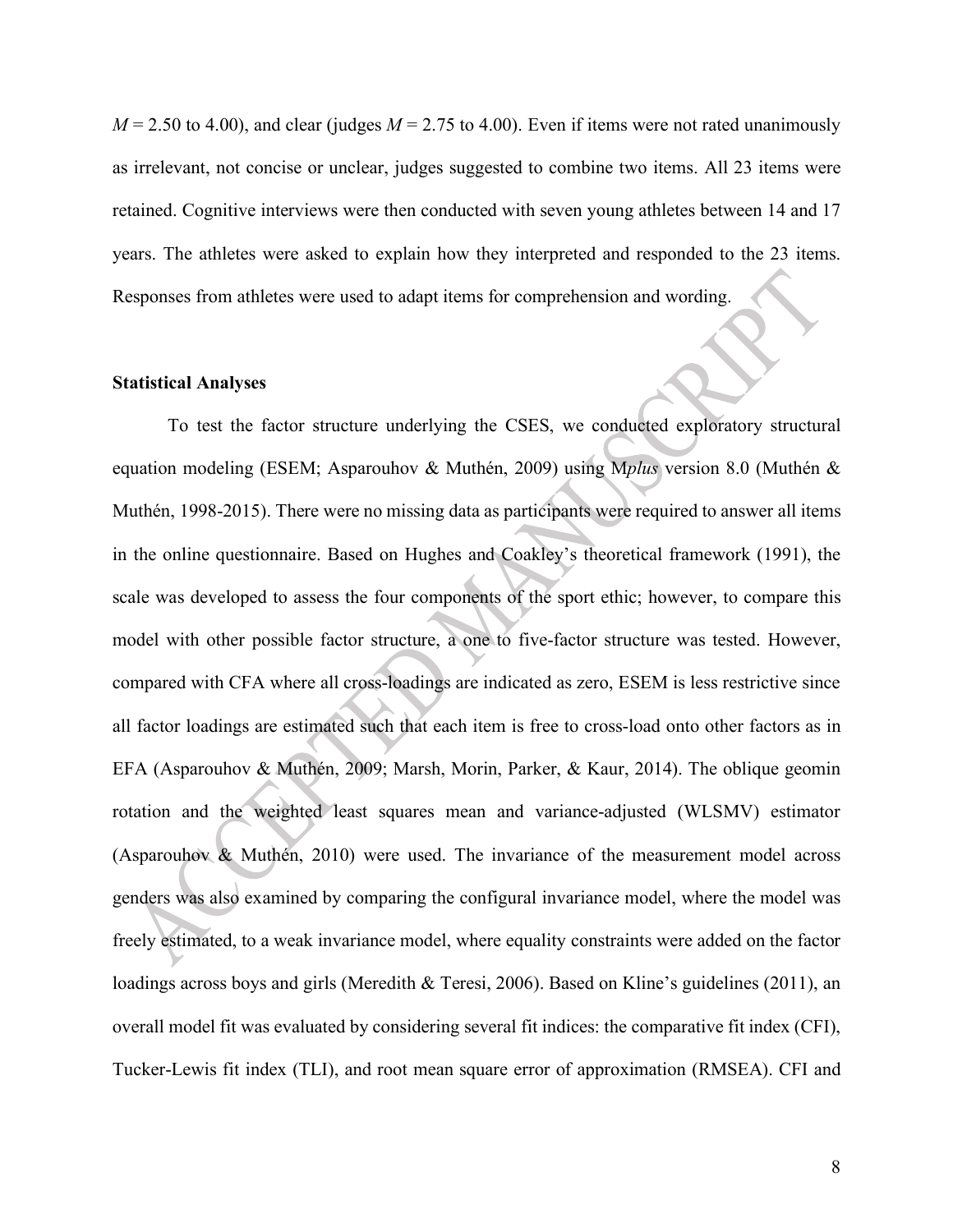$M = 2.50$ to $4.00$), and clear (judges $M = 2.75$ to $4.00$). Even if items were not rated unanimously as irrelevant, not concise or unclear, judges suggested to combine two items. All 23 items were retained. Cognitive interviews were then conducted with seven young athletes between 14 and 17 years. The athletes were asked to explain how they interpreted and responded to the 23 items. Responses from athletes were used to adapt items for comprehension and wording.

**Statistical Analyses**

To test the factor structure underlying the CSES, we conducted exploratory structural equation modeling (ESEM; Asparouhov & Muthén, 2009) using M*plus* version 8.0 (Muthén & Muthén, 1998-2015). There were no missing data as participants were required to answer all items in the online questionnaire. Based on Hughes and Coakley's theoretical framework (1991), the scale was developed to assess the four components of the sport ethic; however, to compare this model with other possible factor structure, a one to five-factor structure was tested. However, compared with CFA where all cross-loadings are indicated as zero, ESEM is less restrictive since all factor loadings are estimated such that each item is free to cross-load onto other factors as in EFA (Asparouhov & Muthén, 2009; Marsh, Morin, Parker, & Kaur, 2014). The oblique geomin rotation and the weighted least squares mean and variance-adjusted (WLSMV) estimator (Asparouhov & Muthén, 2010) were used. The invariance of the measurement model across genders was also examined by comparing the configural invariance model, where the model was freely estimated, to a weak invariance model, where equality constraints were added on the factor loadings across boys and girls (Meredith & Teresi, 2006). Based on Kline's guidelines (2011), an overall model fit was evaluated by considering several fit indices: the comparative fit index (CFI), Tucker-Lewis fit index (TLI), and root mean square error of approximation (RMSEA). CFI and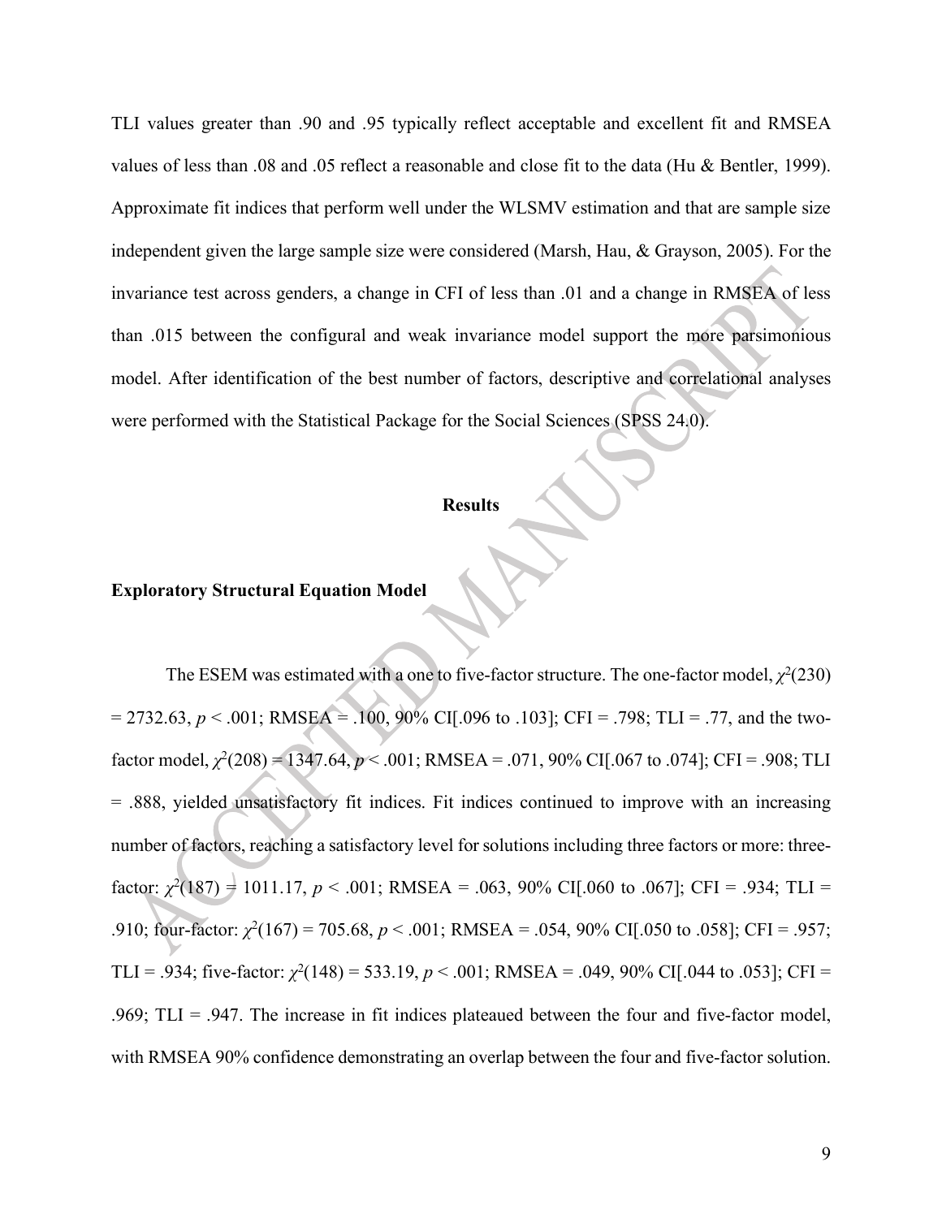TLI values greater than .90 and .95 typically reflect acceptable and excellent fit and RMSEA values of less than .08 and .05 reflect a reasonable and close fit to the data (Hu & Bentler, 1999). Approximate fit indices that perform well under the WLSMV estimation and that are sample size independent given the large sample size were considered (Marsh, Hau, & Grayson, 2005). For the invariance test across genders, a change in CFI of less than .01 and a change in RMSEA of less than .015 between the configural and weak invariance model support the more parsimonious model. After identification of the best number of factors, descriptive and correlational analyses were performed with the Statistical Package for the Social Sciences (SPSS 24.0).

## Results

### Exploratory Structural Equation Model

The ESEM was estimated with a one to five-factor structure. The one-factor model, $\chi^2(230) = 2732.63$, $p < .001$; RMSEA = .100, 90% CI[.096 to .103]; CFI = .798; TLI = .77, and the two-factor model, $\chi^2(208) = 1347.64$, $p < .001$; RMSEA = .071, 90% CI[.067 to .074]; CFI = .908; TLI = .888, yielded unsatisfactory fit indices. Fit indices continued to improve with an increasing number of factors, reaching a satisfactory level for solutions including three factors or more: three-factor: $\chi^2(187) = 1011.17$, $p < .001$; RMSEA = .063, 90% CI[.060 to .067]; CFI = .934; TLI = .910; four-factor: $\chi^2(167) = 705.68$, $p < .001$; RMSEA = .054, 90% CI[.050 to .058]; CFI = .957; TLI = .934; five-factor: $\chi^2(148) = 533.19$, $p < .001$; RMSEA = .049, 90% CI[.044 to .053]; CFI = .969; TLI = .947. The increase in fit indices plateaued between the four and five-factor model, with RMSEA 90% confidence demonstrating an overlap between the four and five-factor solution.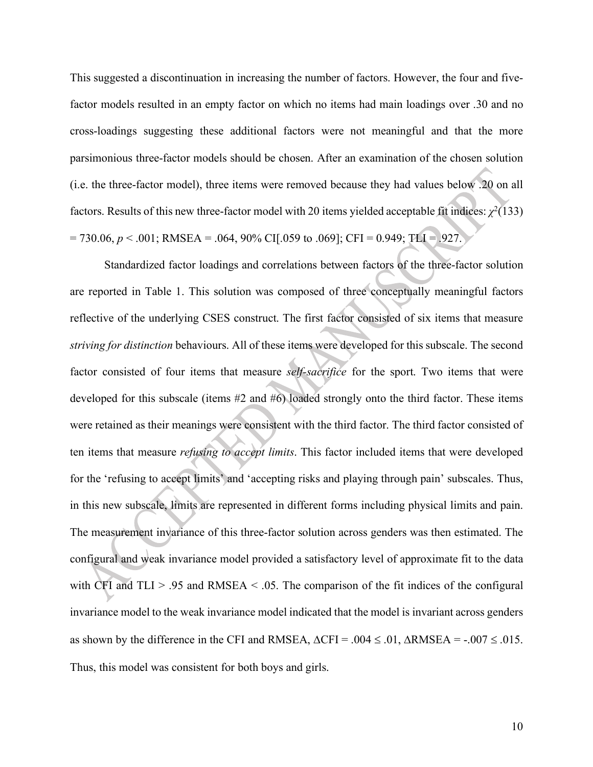This suggested a discontinuation in increasing the number of factors. However, the four and five-factor models resulted in an empty factor on which no items had main loadings over .30 and no cross-loadings suggesting these additional factors were not meaningful and that the more parsimonious three-factor models should be chosen. After an examination of the chosen solution (i.e. the three-factor model), three items were removed because they had values below .20 on all factors. Results of this new three-factor model with 20 items yielded acceptable fit indices: $\chi^2(133) = 730.06$, $p < .001$; RMSEA = .064, 90% CI[.059 to .069]; CFI = 0.949; TLI = .927.

Standardized factor loadings and correlations between factors of the three-factor solution are reported in Table 1. This solution was composed of three conceptually meaningful factors reflective of the underlying CSES construct. The first factor consisted of six items that measure *striving for distinction* behaviours. All of these items were developed for this subscale. The second factor consisted of four items that measure *self-sacrifice* for the sport. Two items that were developed for this subscale (items #2 and #6) loaded strongly onto the third factor. These items were retained as their meanings were consistent with the third factor. The third factor consisted of ten items that measure *refusing to accept limits*. This factor included items that were developed for the 'refusing to accept limits' and 'accepting risks and playing through pain' subscales. Thus, in this new subscale, limits are represented in different forms including physical limits and pain. The measurement invariance of this three-factor solution across genders was then estimated. The configural and weak invariance model provided a satisfactory level of approximate fit to the data with CFI and TLI > .95 and RMSEA < .05. The comparison of the fit indices of the configural invariance model to the weak invariance model indicated that the model is invariant across genders as shown by the difference in the CFI and RMSEA, $\Delta$CFI = $.004 \leq .01$, $\Delta$RMSEA = $-.007 \leq .015$. Thus, this model was consistent for both boys and girls.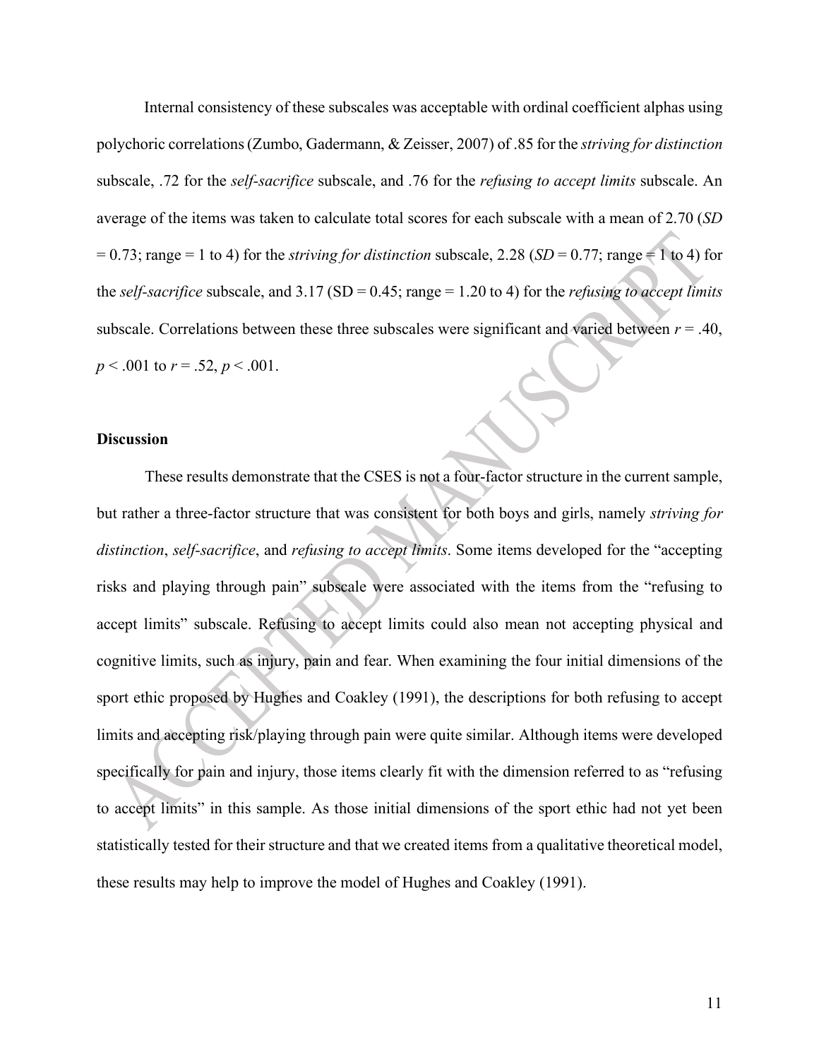Internal consistency of these subscales was acceptable with ordinal coefficient alphas using polychoric correlations (Zumbo, Gadermann, & Zeisser, 2007) of .85 for the *striving for distinction* subscale, .72 for the *self-sacrifice* subscale, and .76 for the *refusing to accept limits* subscale. An average of the items was taken to calculate total scores for each subscale with a mean of 2.70 ($SD$ = 0.73; range = 1 to 4) for the *striving for distinction* subscale, 2.28 ($SD$ = 0.77; range = 1 to 4) for the *self-sacrifice* subscale, and 3.17 (SD = 0.45; range = 1.20 to 4) for the *refusing to accept limits* subscale. Correlations between these three subscales were significant and varied between $r$ = .40, $p$ < .001 to $r$ = .52, $p$ < .001.

**Discussion**

These results demonstrate that the CSES is not a four-factor structure in the current sample, but rather a three-factor structure that was consistent for both boys and girls, namely *striving for distinction*, *self-sacrifice*, and *refusing to accept limits*. Some items developed for the "accepting risks and playing through pain" subscale were associated with the items from the "refusing to accept limits" subscale. Refusing to accept limits could also mean not accepting physical and cognitive limits, such as injury, pain and fear. When examining the four initial dimensions of the sport ethic proposed by Hughes and Coakley (1991), the descriptions for both refusing to accept limits and accepting risk/playing through pain were quite similar. Although items were developed specifically for pain and injury, those items clearly fit with the dimension referred to as "refusing to accept limits" in this sample. As those initial dimensions of the sport ethic had not yet been statistically tested for their structure and that we created items from a qualitative theoretical model, these results may help to improve the model of Hughes and Coakley (1991).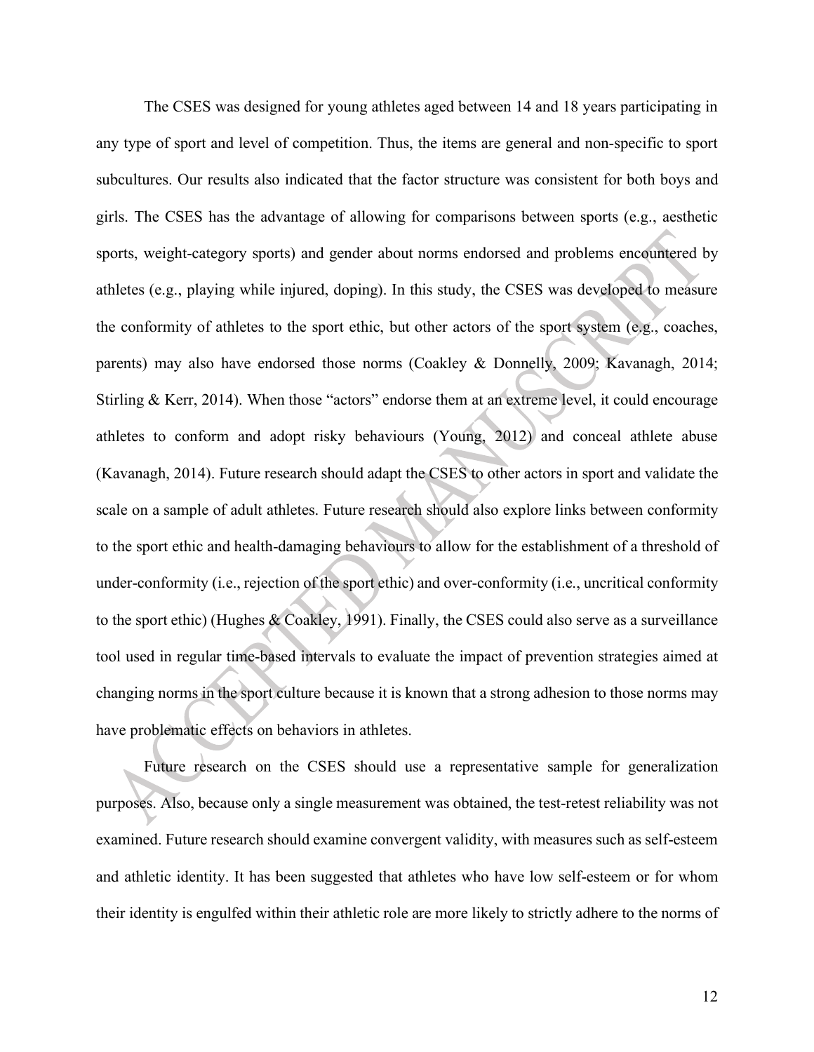The CSES was designed for young athletes aged between 14 and 18 years participating in any type of sport and level of competition. Thus, the items are general and non-specific to sport subcultures. Our results also indicated that the factor structure was consistent for both boys and girls. The CSES has the advantage of allowing for comparisons between sports (e.g., aesthetic sports, weight-category sports) and gender about norms endorsed and problems encountered by athletes (e.g., playing while injured, doping). In this study, the CSES was developed to measure the conformity of athletes to the sport ethic, but other actors of the sport system (e.g., coaches, parents) may also have endorsed those norms (Coakley & Donnelly, 2009; Kavanagh, 2014; Stirling & Kerr, 2014). When those "actors" endorse them at an extreme level, it could encourage athletes to conform and adopt risky behaviours (Young, 2012) and conceal athlete abuse (Kavanagh, 2014). Future research should adapt the CSES to other actors in sport and validate the scale on a sample of adult athletes. Future research should also explore links between conformity to the sport ethic and health-damaging behaviours to allow for the establishment of a threshold of under-conformity (i.e., rejection of the sport ethic) and over-conformity (i.e., uncritical conformity to the sport ethic) (Hughes & Coakley, 1991). Finally, the CSES could also serve as a surveillance tool used in regular time-based intervals to evaluate the impact of prevention strategies aimed at changing norms in the sport culture because it is known that a strong adhesion to those norms may have problematic effects on behaviors in athletes.

Future research on the CSES should use a representative sample for generalization purposes. Also, because only a single measurement was obtained, the test-retest reliability was not examined. Future research should examine convergent validity, with measures such as self-esteem and athletic identity. It has been suggested that athletes who have low self-esteem or for whom their identity is engulfed within their athletic role are more likely to strictly adhere to the norms of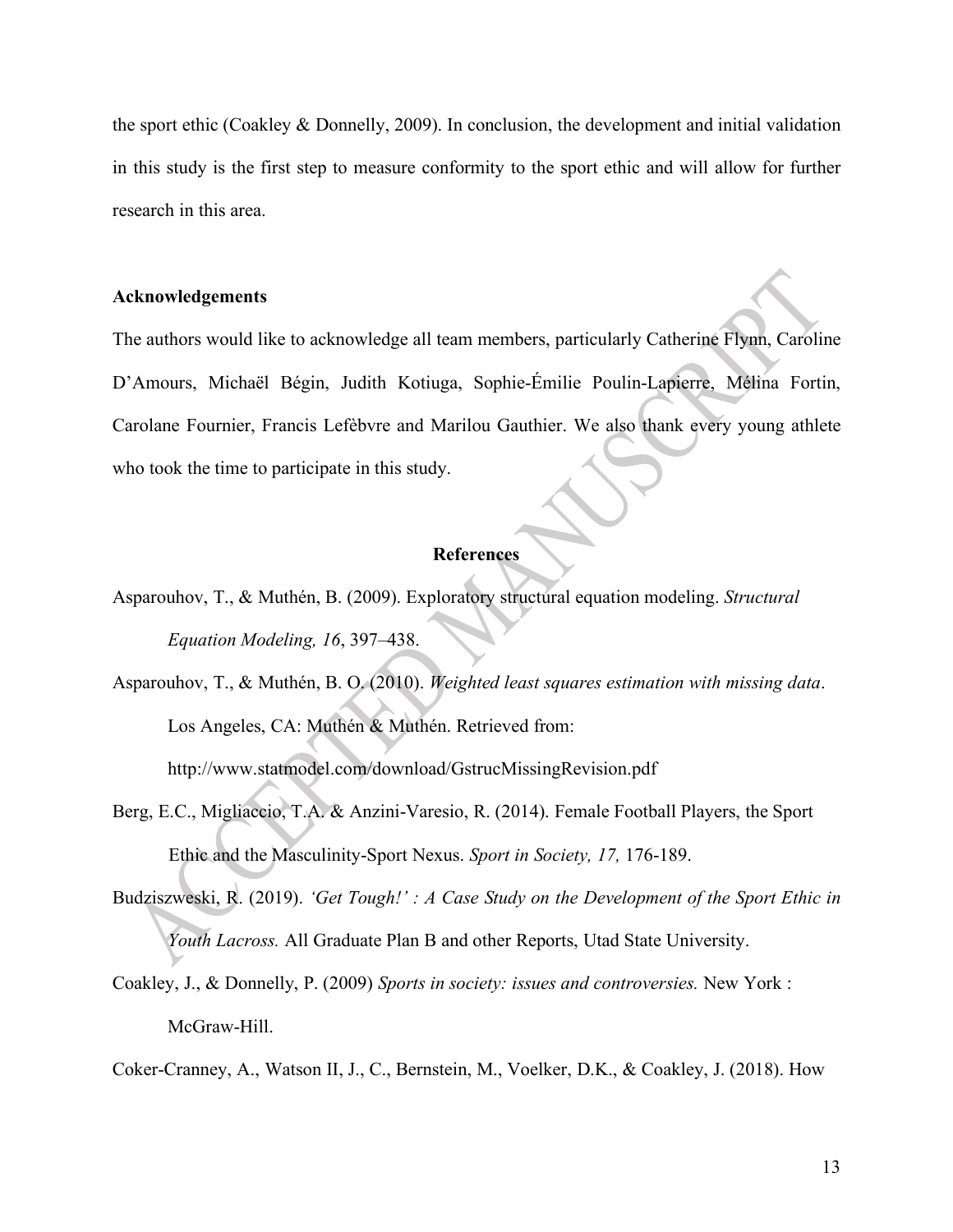the sport ethic (Coakley & Donnelly, 2009). In conclusion, the development and initial validation in this study is the first step to measure conformity to the sport ethic and will allow for further research in this area.

**Acknowledgements**

The authors would like to acknowledge all team members, particularly Catherine Flynn, Caroline D'Amours, Michaël Bégin, Judith Kotiuga, Sophie-Émilie Poulin-Lapierre, Mélina Fortin, Carolane Fournier, Francis Lefèbvre and Marilou Gauthier. We also thank every young athlete who took the time to participate in this study.

## References

Asparouhov, T., & Muthén, B. (2009). Exploratory structural equation modeling. *Structural Equation Modeling, 16*, 397–438.

Asparouhov, T., & Muthén, B. O. (2010). *Weighted least squares estimation with missing data*. Los Angeles, CA: Muthén & Muthén. Retrieved from: http://www.statmodel.com/download/GstrucMissingRevision.pdf

Berg, E.C., Migliaccio, T.A. & Anzini-Varesio, R. (2014). Female Football Players, the Sport Ethic and the Masculinity-Sport Nexus. *Sport in Society, 17,* 176-189.

Budziszweski, R. (2019). *'Get Tough!' : A Case Study on the Development of the Sport Ethic in Youth Lacross.* All Graduate Plan B and other Reports, Utad State University.

Coakley, J., & Donnelly, P. (2009) *Sports in society: issues and controversies.* New York : McGraw-Hill.

Coker-Cranney, A., Watson II, J., C., Bernstein, M., Voelker, D.K., & Coakley, J. (2018). How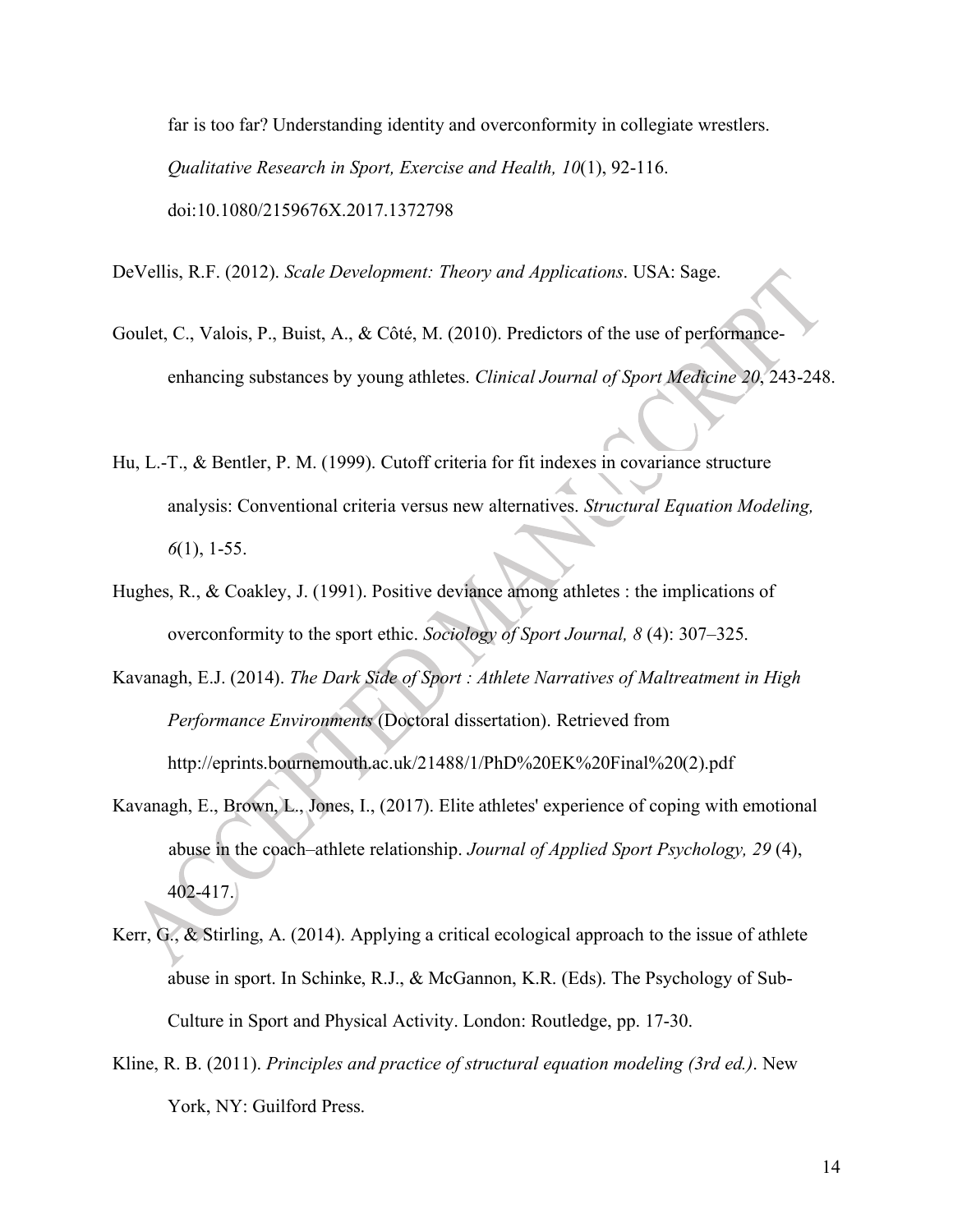far is too far? Understanding identity and overconformity in collegiate wrestlers. *Qualitative Research in Sport, Exercise and Health, 10*(1), 92-116. doi:10.1080/2159676X.2017.1372798

DeVellis, R.F. (2012). *Scale Development: Theory and Applications*. USA: Sage.

Goulet, C., Valois, P., Buist, A., & Côté, M. (2010). Predictors of the use of performance-enhancing substances by young athletes. *Clinical Journal of Sport Medicine 20*, 243-248.

Hu, L.-T., & Bentler, P. M. (1999). Cutoff criteria for fit indexes in covariance structure analysis: Conventional criteria versus new alternatives. *Structural Equation Modeling, 6*(1), 1-55.

Hughes, R., & Coakley, J. (1991). Positive deviance among athletes : the implications of overconformity to the sport ethic. *Sociology of Sport Journal, 8* (4): 307–325.

Kavanagh, E.J. (2014). *The Dark Side of Sport : Athlete Narratives of Maltreatment in High Performance Environments* (Doctoral dissertation). Retrieved from http://eprints.bournemouth.ac.uk/21488/1/PhD%20EK%20Final%20(2).pdf

Kavanagh, E., Brown, L., Jones, I., (2017). Elite athletes' experience of coping with emotional abuse in the coach–athlete relationship. *Journal of Applied Sport Psychology, 29* (4), 402-417.

Kerr, G., & Stirling, A. (2014). Applying a critical ecological approach to the issue of athlete abuse in sport. In Schinke, R.J., & McGannon, K.R. (Eds). The Psychology of Sub-Culture in Sport and Physical Activity. London: Routledge, pp. 17-30.

Kline, R. B. (2011). *Principles and practice of structural equation modeling (3rd ed.)*. New York, NY: Guilford Press.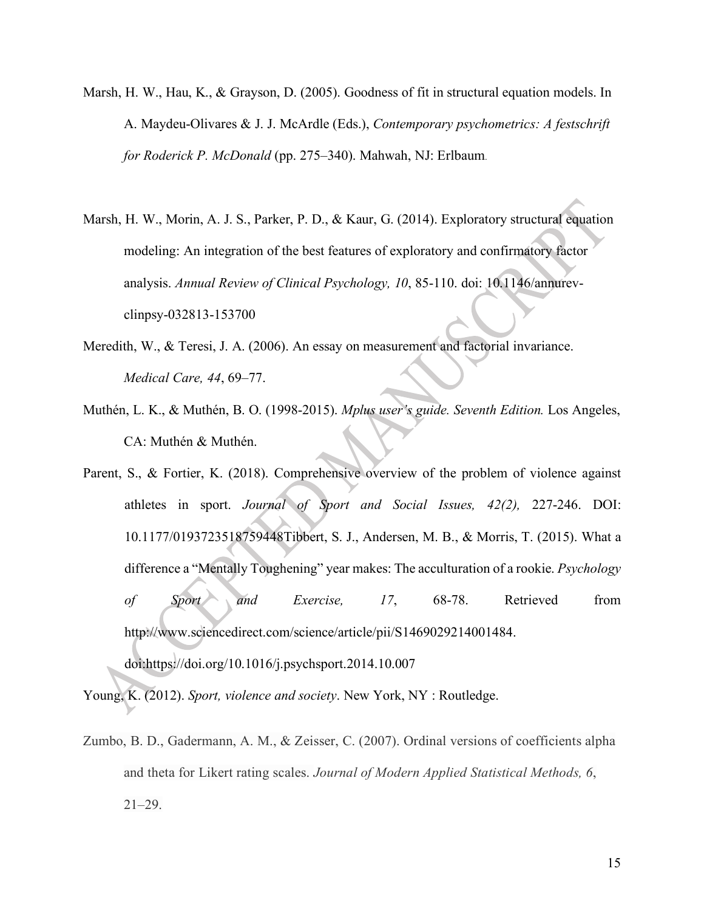Marsh, H. W., Hau, K., & Grayson, D. (2005). Goodness of fit in structural equation models. In A. Maydeu-Olivares & J. J. McArdle (Eds.), *Contemporary psychometrics: A festschrift for Roderick P. McDonald* (pp. 275–340). Mahwah, NJ: Erlbaum.

Marsh, H. W., Morin, A. J. S., Parker, P. D., & Kaur, G. (2014). Exploratory structural equation modeling: An integration of the best features of exploratory and confirmatory factor analysis. *Annual Review of Clinical Psychology, 10*, 85-110. doi: 10.1146/annurev-clinpsy-032813-153700

Meredith, W., & Teresi, J. A. (2006). An essay on measurement and factorial invariance. *Medical Care, 44*, 69–77.

Muthén, L. K., & Muthén, B. O. (1998-2015). *Mplus user's guide. Seventh Edition.* Los Angeles, CA: Muthén & Muthén.

Parent, S., & Fortier, K. (2018). Comprehensive overview of the problem of violence against athletes in sport. *Journal of Sport and Social Issues, 42(2),* 227-246. DOI: 10.1177/0193723518759448Tibbert, S. J., Andersen, M. B., & Morris, T. (2015). What a difference a "Mentally Toughening" year makes: The acculturation of a rookie. *Psychology of Sport and Exercise, 17*, 68-78. Retrieved from http://www.sciencedirect.com/science/article/pii/S1469029214001484. doi:https://doi.org/10.1016/j.psychsport.2014.10.007

Young, K. (2012). *Sport, violence and society*. New York, NY : Routledge.

Zumbo, B. D., Gadermann, A. M., & Zeisser, C. (2007). Ordinal versions of coefficients alpha and theta for Likert rating scales. *Journal of Modern Applied Statistical Methods, 6*, 21–29.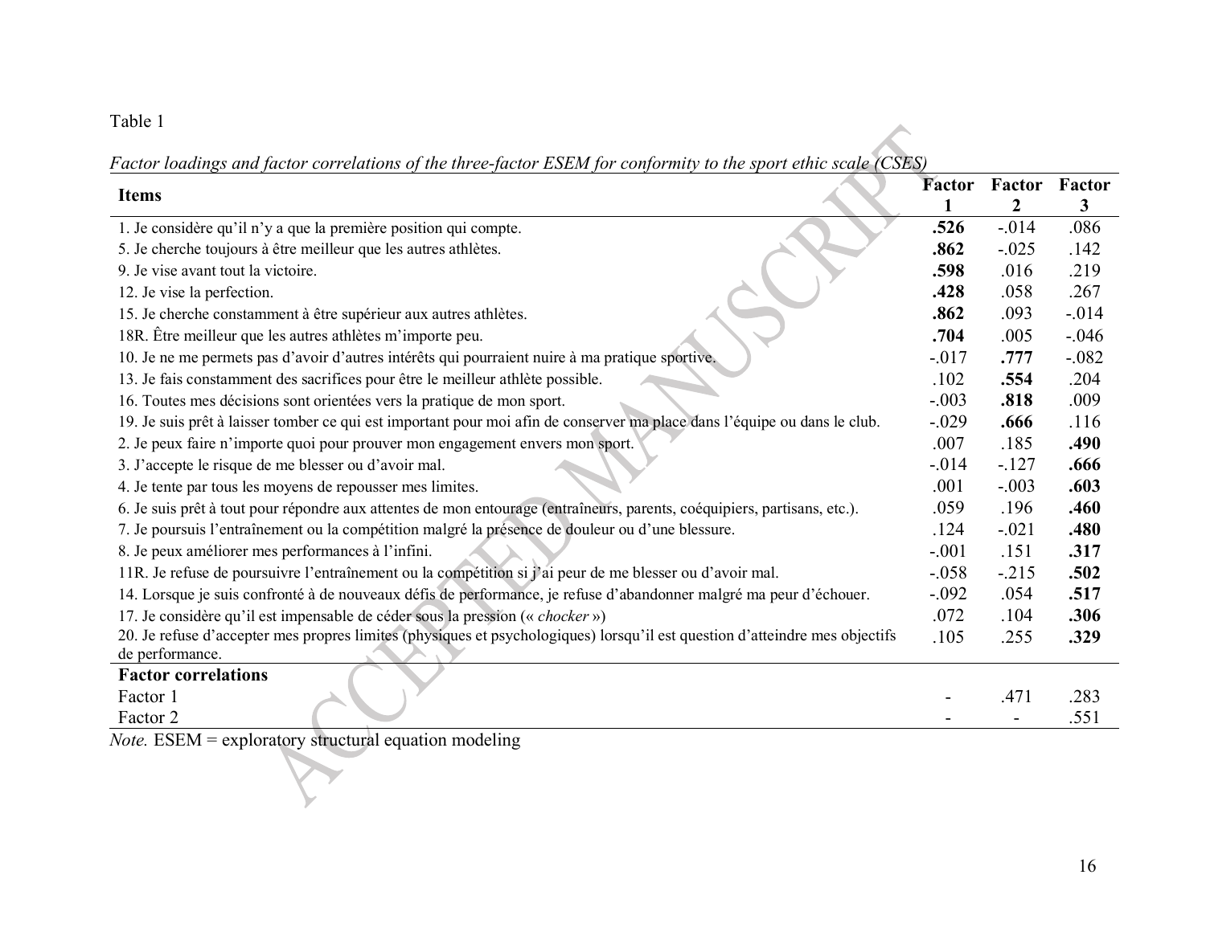Table 1

*Factor loadings and factor correlations of the three-factor ESEM for conformity to the sport ethic scale (CSES)*

| Items | Factor 1 | Factor 2 | Factor 3 |
|---|---|---|---|
| 1. Je considère qu'il n'y a que la première position qui compte. | **.526** | -.014 | .086 |
| 5. Je cherche toujours à être meilleur que les autres athlètes. | **.862** | -.025 | .142 |
| 9. Je vise avant tout la victoire. | **.598** | .016 | .219 |
| 12. Je vise la perfection. | **.428** | .058 | .267 |
| 15. Je cherche constamment à être supérieur aux autres athlètes. | **.862** | .093 | -.014 |
| 18R. Être meilleur que les autres athlètes m'importe peu. | **.704** | .005 | -.046 |
| 10. Je ne me permets pas d'avoir d'autres intérêts qui pourraient nuire à ma pratique sportive. | -.017 | **.777** | -.082 |
| 13. Je fais constamment des sacrifices pour être le meilleur athlète possible. | .102 | **.554** | .204 |
| 16. Toutes mes décisions sont orientées vers la pratique de mon sport. | -.003 | **.818** | .009 |
| 19. Je suis prêt à laisser tomber ce qui est important pour moi afin de conserver ma place dans l'équipe ou dans le club. | -.029 | **.666** | .116 |
| 2. Je peux faire n'importe quoi pour prouver mon engagement envers mon sport. | .007 | .185 | **.490** |
| 3. J'accepte le risque de me blesser ou d'avoir mal. | -.014 | -.127 | **.666** |
| 4. Je tente par tous les moyens de repousser mes limites. | .001 | -.003 | **.603** |
| 6. Je suis prêt à tout pour répondre aux attentes de mon entourage (entraîneurs, parents, coéquipiers, partisans, etc.). | .059 | .196 | **.460** |
| 7. Je poursuis l'entraînement ou la compétition malgré la présence de douleur ou d'une blessure. | .124 | -.021 | **.480** |
| 8. Je peux améliorer mes performances à l'infini. | -.001 | .151 | **.317** |
| 11R. Je refuse de poursuivre l'entraînement ou la compétition si j'ai peur de me blesser ou d'avoir mal. | -.058 | -.215 | **.502** |
| 14. Lorsque je suis confronté à de nouveaux défis de performance, je refuse d'abandonner malgré ma peur d'échouer. | -.092 | .054 | **.517** |
| 17. Je considère qu'il est impensable de céder sous la pression (« *chocker* ») | .072 | .104 | **.306** |
| 20. Je refuse d'accepter mes propres limites (physiques et psychologiques) lorsqu'il est question d'atteindre mes objectifs de performance. | .105 | .255 | **.329** |
| **Factor correlations** | | | |
| Factor 1 | - | .471 | .283 |
| Factor 2 | - | - | .551 |

*Note.* ESEM = exploratory structural equation modeling